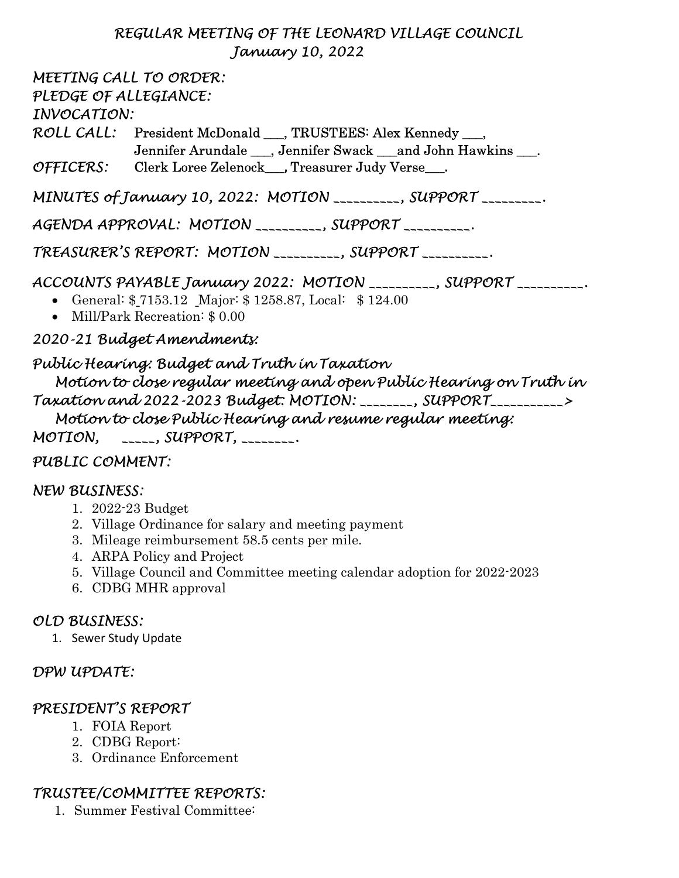# REGULAR MEETING OF THE LEONARD VILLAGE COUNCIL
## January 10, 2022

**MEETING CALL TO ORDER:**

**PLEDGE OF ALLEGIANCE:**

**INVOCATION:**

**ROLL CALL:** President McDonald ___, TRUSTEES: Alex Kennedy ___, Jennifer Arundale ___, Jennifer Swack ___and John Hawkins ___.

**OFFICERS:** Clerk Loree Zelenock___, Treasurer Judy Verse___.

**MINUTES of January 10, 2022: MOTION __________, SUPPORT _________.**

**AGENDA APPROVAL: MOTION __________, SUPPORT __________.**

**TREASURER'S REPORT: MOTION __________, SUPPORT __________.**

**ACCOUNTS PAYABLE January 2022: MOTION __________, SUPPORT __________.**

- General: $ 7153.12 Major: $ 1258.87, Local: $ 124.00
- Mill/Park Recreation: $ 0.00

**2020-21 Budget Amendments:**

**Public Hearing: Budget and Truth in Taxation**

**Motion to close regular meeting and open Public Hearing on Truth in Taxation and 2022-2023 Budget: MOTION: ________, SUPPORT___________>**

**Motion to close Public Hearing and resume regular meeting: MOTION, _____, SUPPORT, ________.**

**PUBLIC COMMENT:**

**NEW BUSINESS:**

1. 2022-23 Budget
2. Village Ordinance for salary and meeting payment
3. Mileage reimbursement 58.5 cents per mile.
4. ARPA Policy and Project
5. Village Council and Committee meeting calendar adoption for 2022-2023
6. CDBG MHR approval

**OLD BUSINESS:**

1. Sewer Study Update

**DPW UPDATE:**

**PRESIDENT'S REPORT**

1. FOIA Report
2. CDBG Report:
3. Ordinance Enforcement

**TRUSTEE/COMMITTEE REPORTS:**

1. Summer Festival Committee: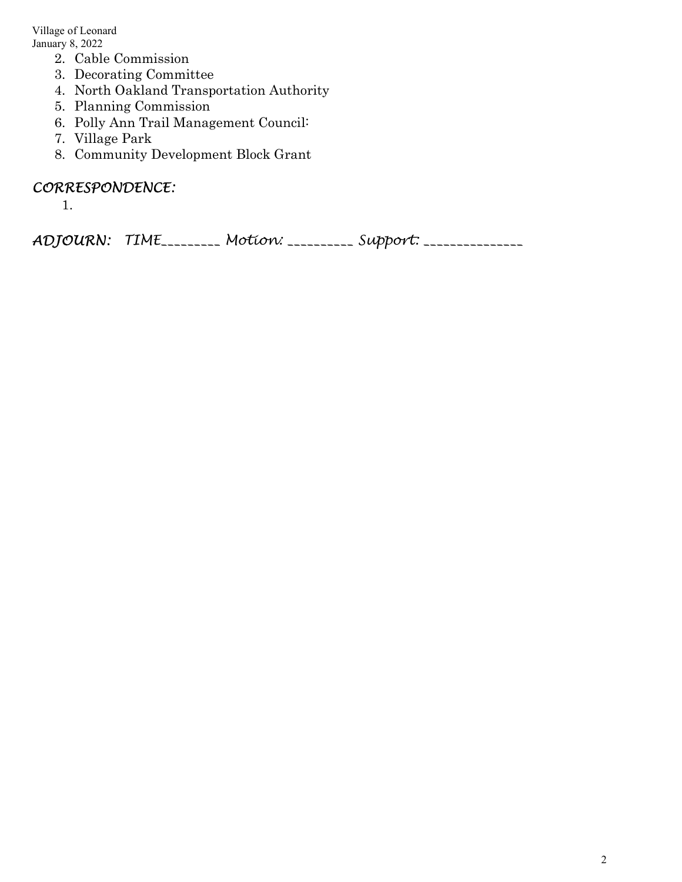2. Cable Commission
3. Decorating Committee
4. North Oakland Transportation Authority
5. Planning Commission
6. Polly Ann Trail Management Council:
7. Village Park
8. Community Development Block Grant

***CORRESPONDENCE:***

1.

***ADJOURN:*** *TIME_________ Motion: __________ Support: _______________*